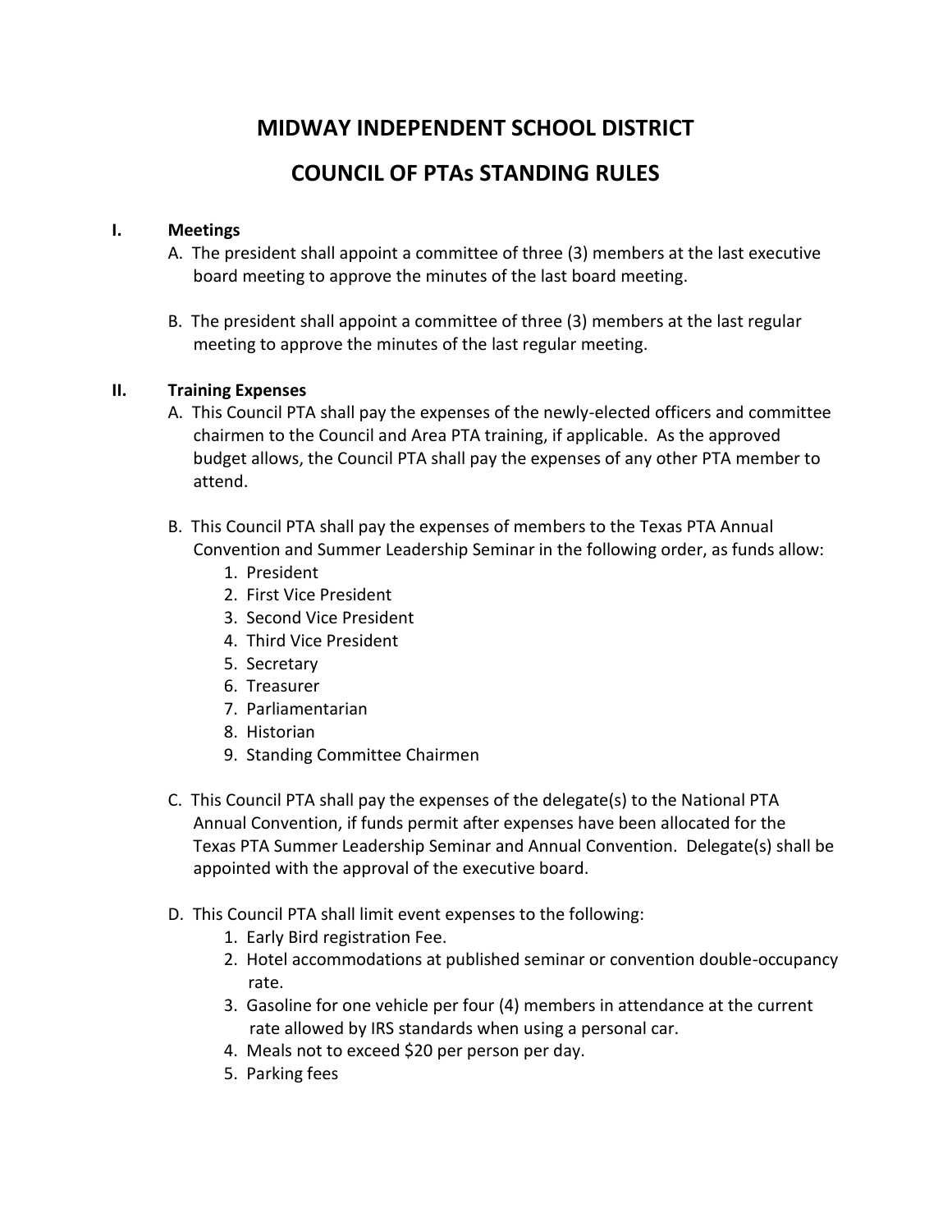# MIDWAY INDEPENDENT SCHOOL DISTRICT

# COUNCIL OF PTAs STANDING RULES

## I. Meetings

A. The president shall appoint a committee of three (3) members at the last executive board meeting to approve the minutes of the last board meeting.

B. The president shall appoint a committee of three (3) members at the last regular meeting to approve the minutes of the last regular meeting.

## II. Training Expenses

A. This Council PTA shall pay the expenses of the newly-elected officers and committee chairmen to the Council and Area PTA training, if applicable. As the approved budget allows, the Council PTA shall pay the expenses of any other PTA member to attend.

B. This Council PTA shall pay the expenses of members to the Texas PTA Annual Convention and Summer Leadership Seminar in the following order, as funds allow:

1. President
2. First Vice President
3. Second Vice President
4. Third Vice President
5. Secretary
6. Treasurer
7. Parliamentarian
8. Historian
9. Standing Committee Chairmen

C. This Council PTA shall pay the expenses of the delegate(s) to the National PTA Annual Convention, if funds permit after expenses have been allocated for the Texas PTA Summer Leadership Seminar and Annual Convention. Delegate(s) shall be appointed with the approval of the executive board.

D. This Council PTA shall limit event expenses to the following:

1. Early Bird registration Fee.
2. Hotel accommodations at published seminar or convention double-occupancy rate.
3. Gasoline for one vehicle per four (4) members in attendance at the current rate allowed by IRS standards when using a personal car.
4. Meals not to exceed $20 per person per day.
5. Parking fees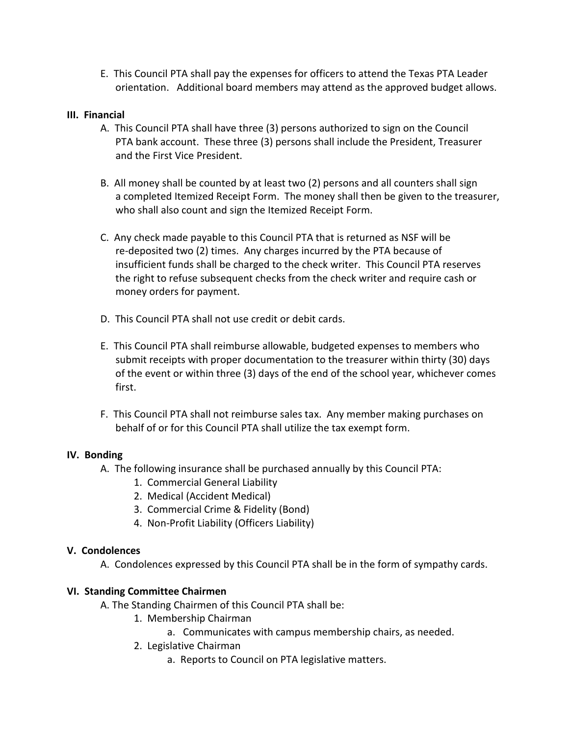E. This Council PTA shall pay the expenses for officers to attend the Texas PTA Leader orientation. Additional board members may attend as the approved budget allows.

**III. Financial**

A. This Council PTA shall have three (3) persons authorized to sign on the Council PTA bank account. These three (3) persons shall include the President, Treasurer and the First Vice President.

B. All money shall be counted by at least two (2) persons and all counters shall sign a completed Itemized Receipt Form. The money shall then be given to the treasurer, who shall also count and sign the Itemized Receipt Form.

C. Any check made payable to this Council PTA that is returned as NSF will be re-deposited two (2) times. Any charges incurred by the PTA because of insufficient funds shall be charged to the check writer. This Council PTA reserves the right to refuse subsequent checks from the check writer and require cash or money orders for payment.

D. This Council PTA shall not use credit or debit cards.

E. This Council PTA shall reimburse allowable, budgeted expenses to members who submit receipts with proper documentation to the treasurer within thirty (30) days of the event or within three (3) days of the end of the school year, whichever comes first.

F. This Council PTA shall not reimburse sales tax. Any member making purchases on behalf of or for this Council PTA shall utilize the tax exempt form.

**IV. Bonding**

A. The following insurance shall be purchased annually by this Council PTA:
   1. Commercial General Liability
   2. Medical (Accident Medical)
   3. Commercial Crime & Fidelity (Bond)
   4. Non-Profit Liability (Officers Liability)

**V. Condolences**

A. Condolences expressed by this Council PTA shall be in the form of sympathy cards.

**VI. Standing Committee Chairmen**

A. The Standing Chairmen of this Council PTA shall be:
   1. Membership Chairman
      a. Communicates with campus membership chairs, as needed.
   2. Legislative Chairman
      a. Reports to Council on PTA legislative matters.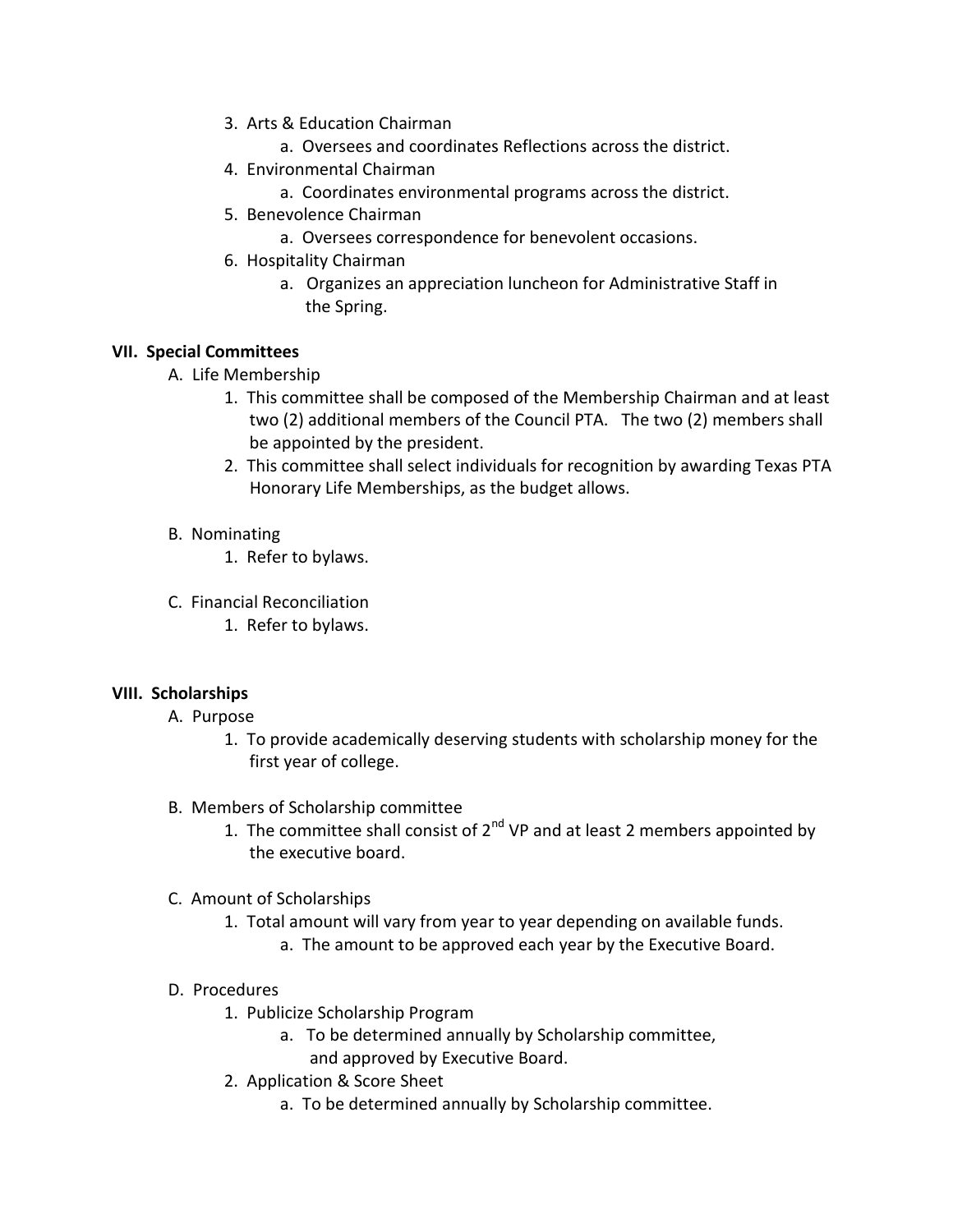3. Arts & Education Chairman
    a. Oversees and coordinates Reflections across the district.
4. Environmental Chairman
    a. Coordinates environmental programs across the district.
5. Benevolence Chairman
    a. Oversees correspondence for benevolent occasions.
6. Hospitality Chairman
    a. Organizes an appreciation luncheon for Administrative Staff in the Spring.

**VII. Special Committees**

A. Life Membership
  1. This committee shall be composed of the Membership Chairman and at least two (2) additional members of the Council PTA. The two (2) members shall be appointed by the president.
  2. This committee shall select individuals for recognition by awarding Texas PTA Honorary Life Memberships, as the budget allows.

B. Nominating
  1. Refer to bylaws.

C. Financial Reconciliation
  1. Refer to bylaws.

**VIII. Scholarships**

A. Purpose
  1. To provide academically deserving students with scholarship money for the first year of college.

B. Members of Scholarship committee
  1. The committee shall consist of 2nd VP and at least 2 members appointed by the executive board.

C. Amount of Scholarships
  1. Total amount will vary from year to year depending on available funds.
      a. The amount to be approved each year by the Executive Board.

D. Procedures
  1. Publicize Scholarship Program
      a. To be determined annually by Scholarship committee, and approved by Executive Board.
  2. Application & Score Sheet
      a. To be determined annually by Scholarship committee.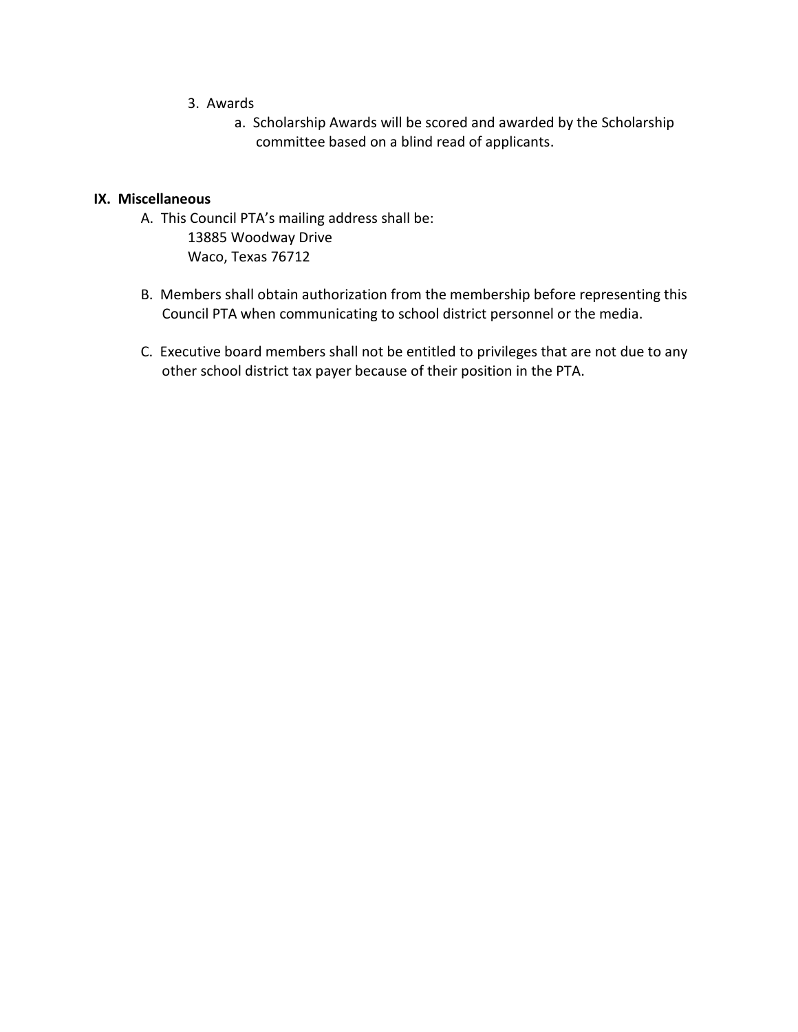3. Awards
    a. Scholarship Awards will be scored and awarded by the Scholarship committee based on a blind read of applicants.

## IX. Miscellaneous

A. This Council PTA's mailing address shall be:
   13885 Woodway Drive
   Waco, Texas 76712

B. Members shall obtain authorization from the membership before representing this Council PTA when communicating to school district personnel or the media.

C. Executive board members shall not be entitled to privileges that are not due to any other school district tax payer because of their position in the PTA.